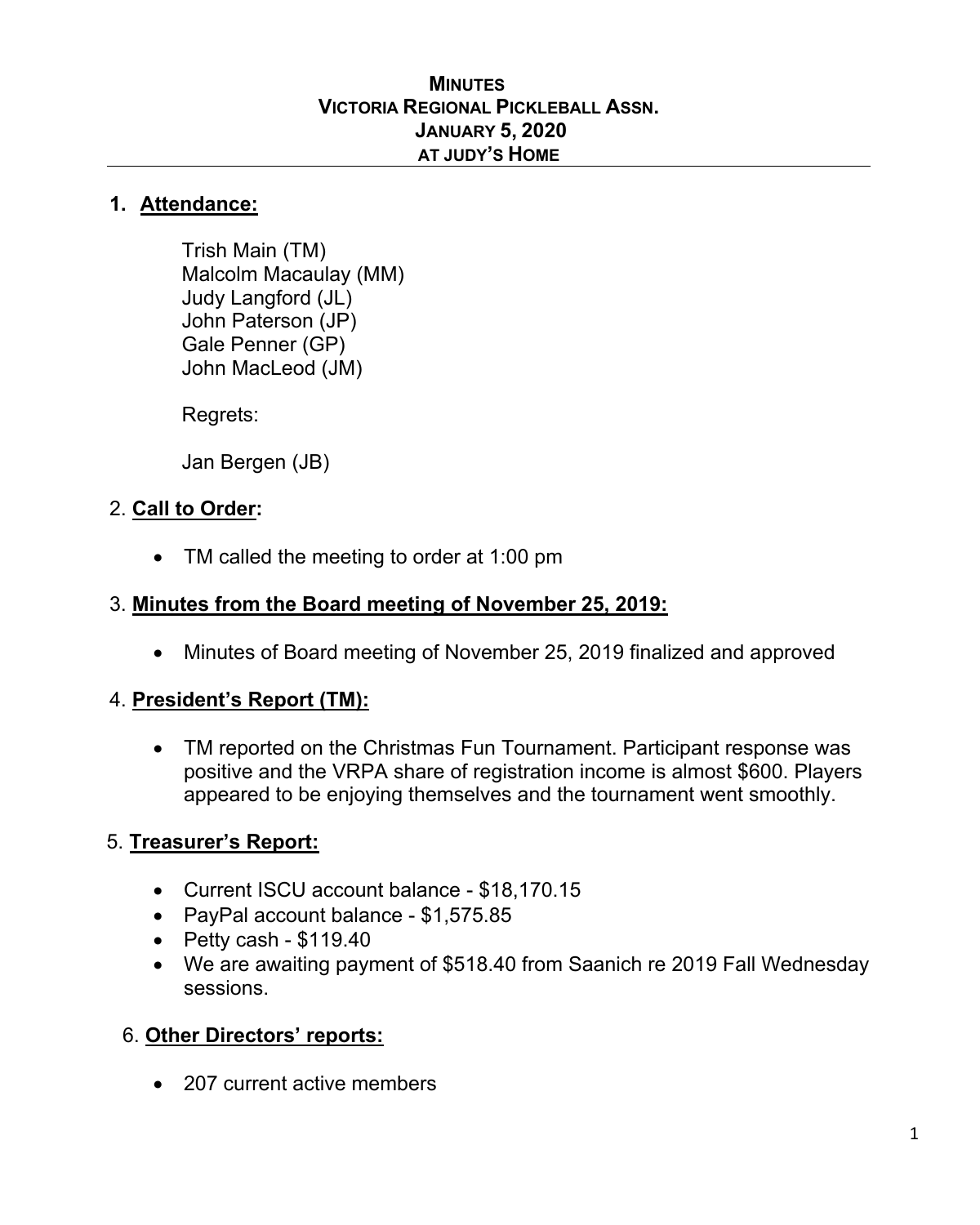**MINUTES**
**VICTORIA REGIONAL PICKLEBALL ASSN.**
**JANUARY 5, 2020**
**AT JUDY'S HOME**

---

## 1. Attendance:

Trish Main (TM)
Malcolm Macaulay (MM)
Judy Langford (JL)
John Paterson (JP)
Gale Penner (GP)
John MacLeod (JM)

Regrets:

Jan Bergen (JB)

## 2. Call to Order:

- TM called the meeting to order at 1:00 pm

## 3. Minutes from the Board meeting of November 25, 2019:

- Minutes of Board meeting of November 25, 2019 finalized and approved

## 4. President's Report (TM):

- TM reported on the Christmas Fun Tournament. Participant response was positive and the VRPA share of registration income is almost $600. Players appeared to be enjoying themselves and the tournament went smoothly.

## 5. Treasurer's Report:

- Current ISCU account balance - $18,170.15
- PayPal account balance - $1,575.85
- Petty cash - $119.40
- We are awaiting payment of $518.40 from Saanich re 2019 Fall Wednesday sessions.

## 6. Other Directors' reports:

- 207 current active members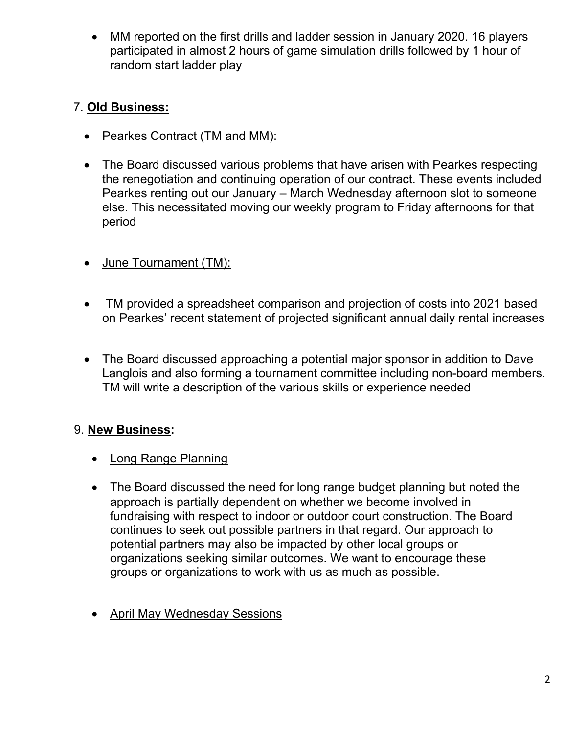- MM reported on the first drills and ladder session in January 2020. 16 players participated in almost 2 hours of game simulation drills followed by 1 hour of random start ladder play

7. **<u>Old Business:</u>**

- <u>Pearkes Contract (TM and MM):</u>

- The Board discussed various problems that have arisen with Pearkes respecting the renegotiation and continuing operation of our contract. These events included Pearkes renting out our January – March Wednesday afternoon slot to someone else. This necessitated moving our weekly program to Friday afternoons for that period

- <u>June Tournament (TM):</u>

- TM provided a spreadsheet comparison and projection of costs into 2021 based on Pearkes' recent statement of projected significant annual daily rental increases

- The Board discussed approaching a potential major sponsor in addition to Dave Langlois and also forming a tournament committee including non-board members. TM will write a description of the various skills or experience needed

9. **<u>New Business</u>:**

- <u>Long Range Planning</u>

- The Board discussed the need for long range budget planning but noted the approach is partially dependent on whether we become involved in fundraising with respect to indoor or outdoor court construction. The Board continues to seek out possible partners in that regard. Our approach to potential partners may also be impacted by other local groups or organizations seeking similar outcomes. We want to encourage these groups or organizations to work with us as much as possible.

- <u>April May Wednesday Sessions</u>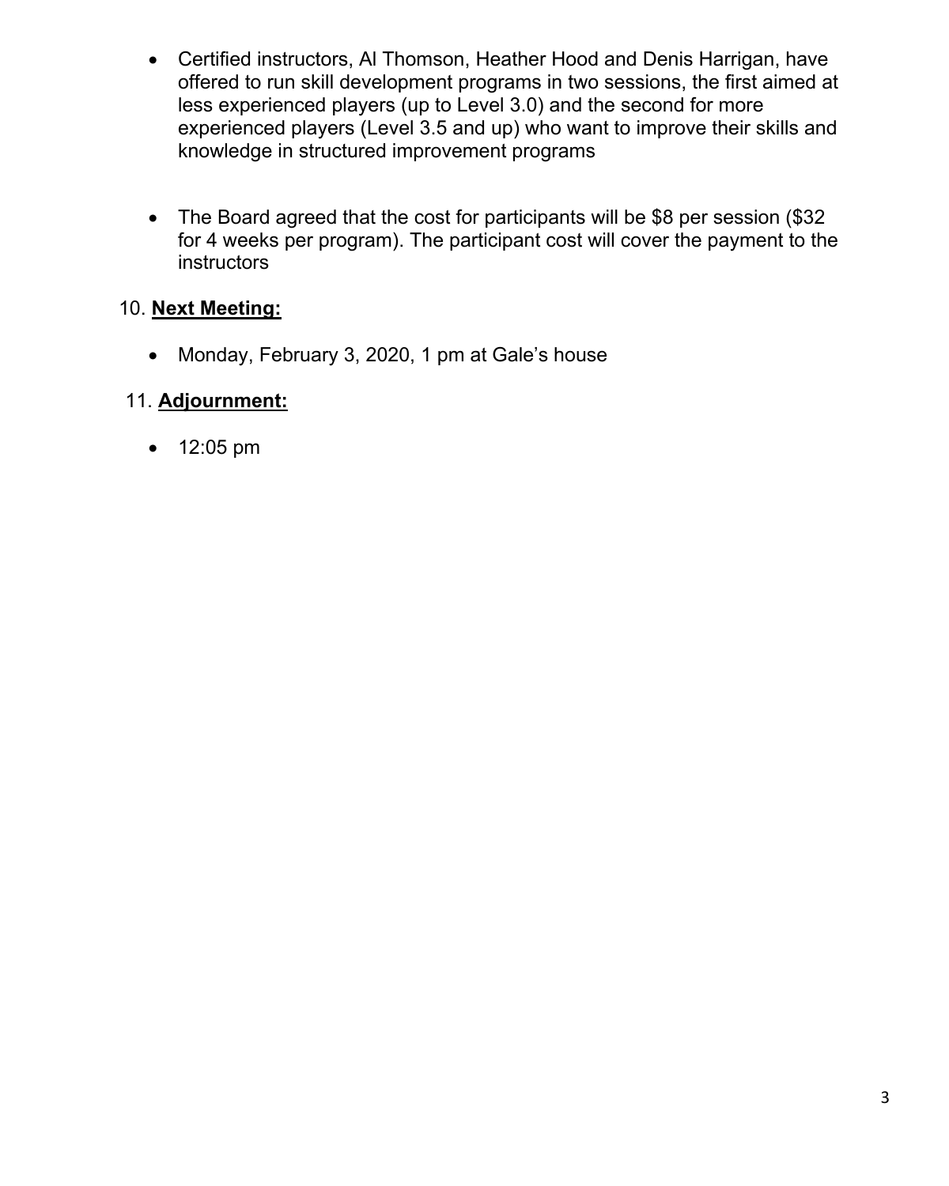- Certified instructors, Al Thomson, Heather Hood and Denis Harrigan, have offered to run skill development programs in two sessions, the first aimed at less experienced players (up to Level 3.0) and the second for more experienced players (Level 3.5 and up) who want to improve their skills and knowledge in structured improvement programs

- The Board agreed that the cost for participants will be $8 per session ($32 for 4 weeks per program). The participant cost will cover the payment to the instructors

10. **Next Meeting:**

- Monday, February 3, 2020, 1 pm at Gale's house

11. **Adjournment:**

- 12:05 pm